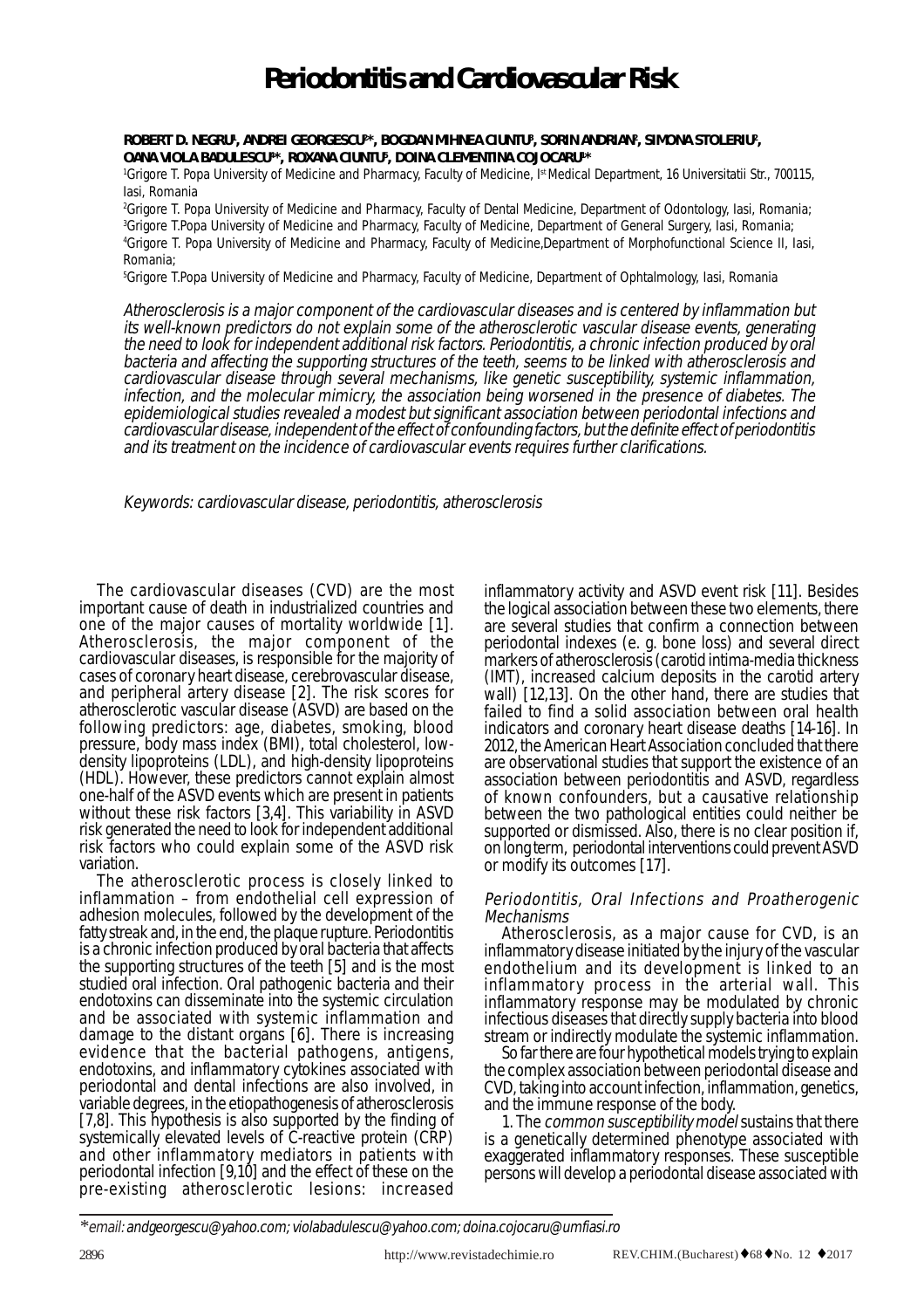# Periodontitis and Cardiovascular Risk

**ROBERT D. NEGRU[1], ANDREI GEORGESCU[2]*, BOGDAN MIHNEA CIUNTU[3], SORIN ANDRIAN[2], SIMONA STOLERIU[2], OANA VIOLA BADULESCU[4]*, ROXANA CIUNTU[5], DOINA CLEMENTINA COJOCARU[4]***

[1]Grigore T. Popa University of Medicine and Pharmacy, Faculty of Medicine, Ist Medical Department, 16 Universitatii Str., 700115, Iasi, Romania

[2]Grigore T. Popa University of Medicine and Pharmacy, Faculty of Dental Medicine, Department of Odontology, Iasi, Romania;

[3]Grigore T.Popa University of Medicine and Pharmacy, Faculty of Medicine, Department of General Surgery, Iasi, Romania;

[4]Grigore T. Popa University of Medicine and Pharmacy, Faculty of Medicine,Department of Morphofunctional Science II, Iasi, Romania;

[5]Grigore T.Popa University of Medicine and Pharmacy, Faculty of Medicine, Department of Ophtalmology, Iasi, Romania

*Atherosclerosis is a major component of the cardiovascular diseases and is centered by inflammation but its well-known predictors do not explain some of the atherosclerotic vascular disease events, generating the need to look for independent additional risk factors. Periodontitis, a chronic infection produced by oral bacteria and affecting the supporting structures of the teeth, seems to be linked with atherosclerosis and cardiovascular disease through several mechanisms, like genetic susceptibility, systemic inflammation, infection, and the molecular mimicry, the association being worsened in the presence of diabetes. The epidemiological studies revealed a modest but significant association between periodontal infections and cardiovascular disease, independent of the effect of confounding factors, but the definite effect of periodontitis and its treatment on the incidence of cardiovascular events requires further clarifications.*

*Keywords: cardiovascular disease, periodontitis, atherosclerosis*

The cardiovascular diseases (CVD) are the most important cause of death in industrialized countries and one of the major causes of mortality worldwide [1]. Atherosclerosis, the major component of the cardiovascular diseases, is responsible for the majority of cases of coronary heart disease, cerebrovascular disease, and peripheral artery disease [2]. The risk scores for atherosclerotic vascular disease (ASVD) are based on the following predictors: age, diabetes, smoking, blood pressure, body mass index (BMI), total cholesterol, low-density lipoproteins (LDL), and high-density lipoproteins (HDL). However, these predictors cannot explain almost one-half of the ASVD events which are present in patients without these risk factors [3,4]. This variability in ASVD risk generated the need to look for independent additional risk factors who could explain some of the ASVD risk variation.

The atherosclerotic process is closely linked to inflammation – from endothelial cell expression of adhesion molecules, followed by the development of the fatty streak and, in the end, the plaque rupture. Periodontitis is a chronic infection produced by oral bacteria that affects the supporting structures of the teeth [5] and is the most studied oral infection. Oral pathogenic bacteria and their endotoxins can disseminate into the systemic circulation and be associated with systemic inflammation and damage to the distant organs [6]. There is increasing evidence that the bacterial pathogens, antigens, endotoxins, and inflammatory cytokines associated with periodontal and dental infections are also involved, in variable degrees, in the etiopathogenesis of atherosclerosis [7,8]. This hypothesis is also supported by the finding of systemically elevated levels of C-reactive protein (CRP) and other inflammatory mediators in patients with periodontal infection [9,10] and the effect of these on the pre-existing atherosclerotic lesions: increased inflammatory activity and ASVD event risk [11]. Besides the logical association between these two elements, there are several studies that confirm a connection between periodontal indexes (e. g. bone loss) and several direct markers of atherosclerosis (carotid intima-media thickness (IMT), increased calcium deposits in the carotid artery wall) [12,13]. On the other hand, there are studies that failed to find a solid association between oral health indicators and coronary heart disease deaths [14-16]. In 2012, the American Heart Association concluded that there are observational studies that support the existence of an association between periodontitis and ASVD, regardless of known confounders, but a causative relationship between the two pathological entities could neither be supported or dismissed. Also, there is no clear position if, on long term, periodontal interventions could prevent ASVD or modify its outcomes [17].

### *Periodontitis, Oral Infections and Proatherogenic Mechanisms*

Atherosclerosis, as a major cause for CVD, is an inflammatory disease initiated by the injury of the vascular endothelium and its development is linked to an inflammatory process in the arterial wall. This inflammatory response may be modulated by chronic infectious diseases that directly supply bacteria into blood stream or indirectly modulate the systemic inflammation.

So far there are four hypothetical models trying to explain the complex association between periodontal disease and CVD, taking into account infection, inflammation, genetics, and the immune response of the body.

1. The *common susceptibility model* sustains that there is a genetically determined phenotype associated with exaggerated inflammatory responses. These susceptible persons will develop a periodontal disease associated with

\*email: andgeorgescu@yahoo.com; violabadulescu@yahoo.com; doina.cojocaru@umfiasi.ro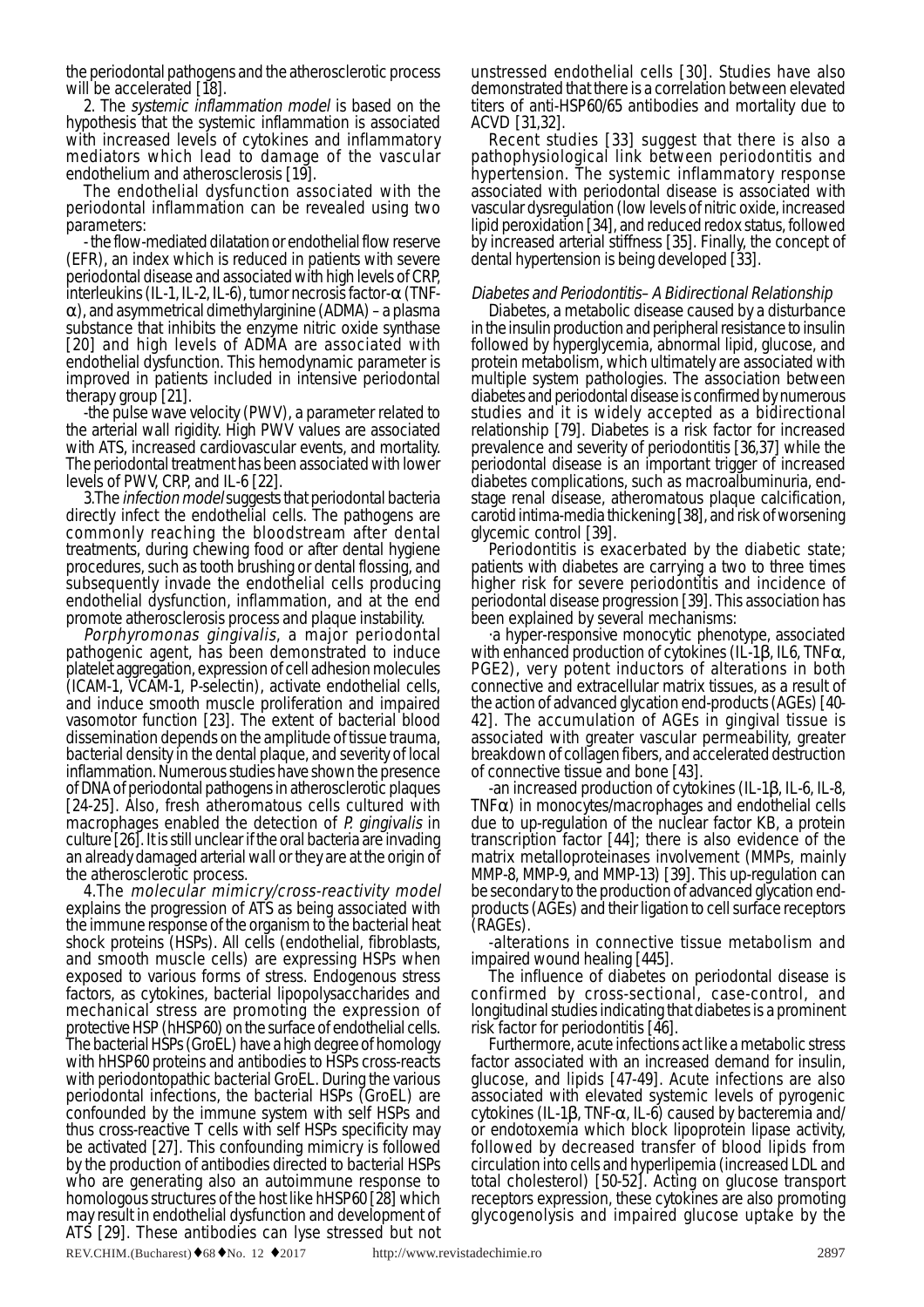the periodontal pathogens and the atherosclerotic process will be accelerated [18].

2. The *systemic inflammation model* is based on the hypothesis that the systemic inflammation is associated with increased levels of cytokines and inflammatory mediators which lead to damage of the vascular endothelium and atherosclerosis [19].

The endothelial dysfunction associated with the periodontal inflammation can be revealed using two parameters:

- the flow-mediated dilatation or endothelial flow reserve (EFR), an index which is reduced in patients with severe periodontal disease and associated with high levels of CRP, interleukins (IL-1, IL-2, IL-6), tumor necrosis factor-α (TNF-α), and asymmetrical dimethylarginine (ADMA) – a plasma substance that inhibits the enzyme nitric oxide synthase [20] and high levels of ADMA are associated with endothelial dysfunction. This hemodynamic parameter is improved in patients included in intensive periodontal therapy group [21].

-the pulse wave velocity (PWV), a parameter related to the arterial wall rigidity. High PWV values are associated with ATS, increased cardiovascular events, and mortality. The periodontal treatment has been associated with lower levels of PWV, CRP, and IL-6 [22].

3.The *infection model* suggests that periodontal bacteria directly infect the endothelial cells. The pathogens are commonly reaching the bloodstream after dental treatments, during chewing food or after dental hygiene procedures, such as tooth brushing or dental flossing, and subsequently invade the endothelial cells producing endothelial dysfunction, inflammation, and at the end promote atherosclerosis process and plaque instability.

*Porphyromonas gingivalis*, a major periodontal pathogenic agent, has been demonstrated to induce platelet aggregation, expression of cell adhesion molecules (ICAM-1, VCAM-1, P-selectin), activate endothelial cells, and induce smooth muscle proliferation and impaired vasomotor function [23]. The extent of bacterial blood dissemination depends on the amplitude of tissue trauma, bacterial density in the dental plaque, and severity of local inflammation. Numerous studies have shown the presence of DNA of periodontal pathogens in atherosclerotic plaques [24-25]. Also, fresh atheromatous cells cultured with macrophages enabled the detection of *P. gingivalis* in culture [26]. It is still unclear if the oral bacteria are invading an already damaged arterial wall or they are at the origin of the atherosclerotic process.

4.The *molecular mimicry/cross-reactivity model* explains the progression of ATS as being associated with the immune response of the organism to the bacterial heat shock proteins (HSPs). All cells (endothelial, fibroblasts, and smooth muscle cells) are expressing HSPs when exposed to various forms of stress. Endogenous stress factors, as cytokines, bacterial lipopolysaccharides and mechanical stress are promoting the expression of protective HSP (hHSP60) on the surface of endothelial cells. The bacterial HSPs (GroEL) have a high degree of homology with hHSP60 proteins and antibodies to HSPs cross-reacts with periodontopathic bacterial GroEL. During the various periodontal infections, the bacterial HSPs (GroEL) are confounded by the immune system with self HSPs and thus cross-reactive T cells with self HSPs specificity may be activated [27]. This confounding mimicry is followed by the production of antibodies directed to bacterial HSPs who are generating also an autoimmune response to homologous structures of the host like hHSP60 [28] which may result in endothelial dysfunction and development of ATS [29]. These antibodies can lyse stressed but not unstressed endothelial cells [30]. Studies have also demonstrated that there is a correlation between elevated titers of anti-HSP60/65 antibodies and mortality due to ACVD [31,32].

Recent studies [33] suggest that there is also a pathophysiological link between periodontitis and hypertension. The systemic inflammatory response associated with periodontal disease is associated with vascular dysregulation (low levels of nitric oxide, increased lipid peroxidation [34], and reduced redox status, followed by increased arterial stiffness [35]. Finally, the concept of dental hypertension is being developed [33].

### *Diabetes and Periodontitis– A Bidirectional Relationship*

Diabetes, a metabolic disease caused by a disturbance in the insulin production and peripheral resistance to insulin followed by hyperglycemia, abnormal lipid, glucose, and protein metabolism, which ultimately are associated with multiple system pathologies. The association between diabetes and periodontal disease is confirmed by numerous studies and it is widely accepted as a bidirectional relationship [79]. Diabetes is a risk factor for increased prevalence and severity of periodontitis [36,37] while the periodontal disease is an important trigger of increased diabetes complications, such as macroalbuminuria, end-stage renal disease, atheromatous plaque calcification, carotid intima-media thickening [38], and risk of worsening glycemic control [39].

Periodontitis is exacerbated by the diabetic state; patients with diabetes are carrying a two to three times higher risk for severe periodontitis and incidence of periodontal disease progression [39]. This association has been explained by several mechanisms:

·a hyper-responsive monocytic phenotype, associated with enhanced production of cytokines (IL-1β, IL6, TNFα, PGE2), very potent inductors of alterations in both connective and extracellular matrix tissues, as a result of the action of advanced glycation end-products (AGEs) [40-42]. The accumulation of AGEs in gingival tissue is associated with greater vascular permeability, greater breakdown of collagen fibers, and accelerated destruction of connective tissue and bone [43].

-an increased production of cytokines (IL-1β, IL-6, IL-8, TNFα) in monocytes/macrophages and endothelial cells due to up-regulation of the nuclear factor KB, a protein transcription factor [44]; there is also evidence of the matrix metalloproteinases involvement (MMPs, mainly MMP-8, MMP-9, and MMP-13) [39]. This up-regulation can be secondary to the production of advanced glycation end-products (AGEs) and their ligation to cell surface receptors (RAGEs).

-alterations in connective tissue metabolism and impaired wound healing [445].

The influence of diabetes on periodontal disease is confirmed by cross-sectional, case-control, and longitudinal studies indicating that diabetes is a prominent risk factor for periodontitis [46].

Furthermore, acute infections act like a metabolic stress factor associated with an increased demand for insulin, glucose, and lipids [47-49]. Acute infections are also associated with elevated systemic levels of pyrogenic cytokines (IL-1β, TNF-α, IL-6) caused by bacteremia and/or endotoxemia which block lipoprotein lipase activity, followed by decreased transfer of blood lipids from circulation into cells and hyperlipemia (increased LDL and total cholesterol) [50-52]. Acting on glucose transport receptors expression, these cytokines are also promoting glycogenolysis and impaired glucose uptake by the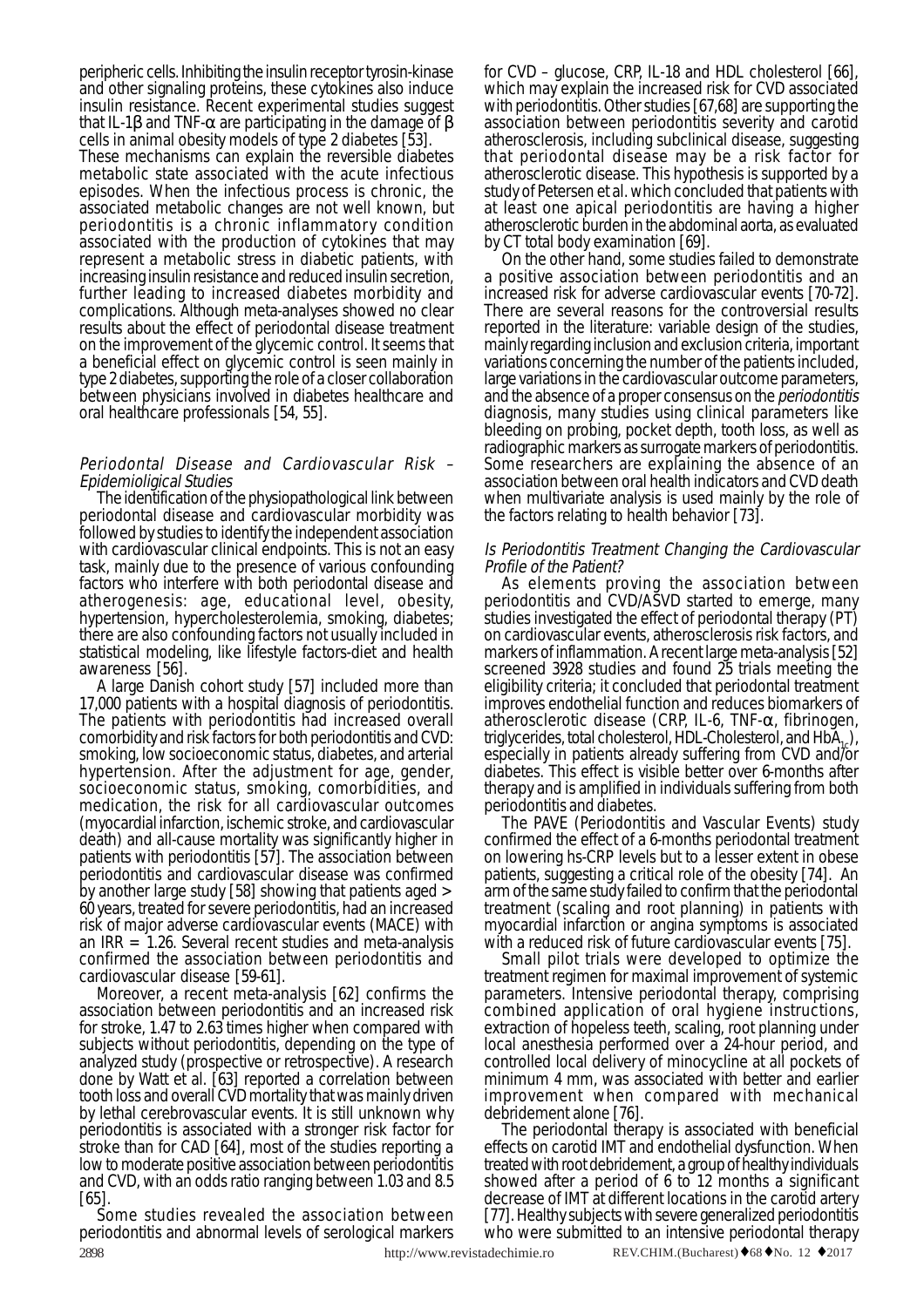peripheric cells. Inhibiting the insulin receptor tyrosin-kinase and other signaling proteins, these cytokines also induce insulin resistance. Recent experimental studies suggest that IL-1β and TNF-α are participating in the damage of β cells in animal obesity models of type 2 diabetes [53].

These mechanisms can explain the reversible diabetes metabolic state associated with the acute infectious episodes. When the infectious process is chronic, the associated metabolic changes are not well known, but periodontitis is a chronic inflammatory condition associated with the production of cytokines that may represent a metabolic stress in diabetic patients, with increasing insulin resistance and reduced insulin secretion, further leading to increased diabetes morbidity and complications. Although meta-analyses showed no clear results about the effect of periodontal disease treatment on the improvement of the glycemic control. It seems that a beneficial effect on glycemic control is seen mainly in type 2 diabetes, supporting the role of a closer collaboration between physicians involved in diabetes healthcare and oral healthcare professionals [54, 55].

*Periodontal Disease and Cardiovascular Risk – Epidemioligical Studies*

The identification of the physiopathological link between periodontal disease and cardiovascular morbidity was followed by studies to identify the independent association with cardiovascular clinical endpoints. This is not an easy task, mainly due to the presence of various confounding factors who interfere with both periodontal disease and atherogenesis: age, educational level, obesity, hypertension, hypercholesterolemia, smoking, diabetes; there are also confounding factors not usually included in statistical modeling, like lifestyle factors-diet and health awareness [56].

A large Danish cohort study [57] included more than 17,000 patients with a hospital diagnosis of periodontitis. The patients with periodontitis had increased overall comorbidity and risk factors for both periodontitis and CVD: smoking, low socioeconomic status, diabetes, and arterial hypertension. After the adjustment for age, gender, socioeconomic status, smoking, comorbidities, and medication, the risk for all cardiovascular outcomes (myocardial infarction, ischemic stroke, and cardiovascular death) and all-cause mortality was significantly higher in patients with periodontitis [57]. The association between periodontitis and cardiovascular disease was confirmed by another large study [58] showing that patients aged > 60 years, treated for severe periodontitis, had an increased risk of major adverse cardiovascular events (MACE) with an IRR = 1.26. Several recent studies and meta-analysis confirmed the association between periodontitis and cardiovascular disease [59-61].

Moreover, a recent meta-analysis [62] confirms the association between periodontitis and an increased risk for stroke, 1.47 to 2.63 times higher when compared with subjects without periodontitis, depending on the type of analyzed study (prospective or retrospective). A research done by Watt et al. [63] reported a correlation between tooth loss and overall CVD mortality that was mainly driven by lethal cerebrovascular events. It is still unknown why periodontitis is associated with a stronger risk factor for stroke than for CAD [64], most of the studies reporting a low to moderate positive association between periodontitis and CVD, with an odds ratio ranging between 1.03 and 8.5 [65].

Some studies revealed the association between periodontitis and abnormal levels of serological markers for CVD – glucose, CRP, IL-18 and HDL cholesterol [66], which may explain the increased risk for CVD associated with periodontitis. Other studies [67,68] are supporting the association between periodontitis severity and carotid atherosclerosis, including subclinical disease, suggesting that periodontal disease may be a risk factor for atherosclerotic disease. This hypothesis is supported by a study of Petersen et al. which concluded that patients with at least one apical periodontitis are having a higher atherosclerotic burden in the abdominal aorta, as evaluated by CT total body examination [69].

On the other hand, some studies failed to demonstrate a positive association between periodontitis and an increased risk for adverse cardiovascular events [70-72]. There are several reasons for the controversial results reported in the literature: variable design of the studies, mainly regarding inclusion and exclusion criteria, important variations concerning the number of the patients included, large variations in the cardiovascular outcome parameters, and the absence of a proper consensus on the *periodontitis* diagnosis, many studies using clinical parameters like bleeding on probing, pocket depth, tooth loss, as well as radiographic markers as surrogate markers of periodontitis. Some researchers are explaining the absence of an association between oral health indicators and CVD death when multivariate analysis is used mainly by the role of the factors relating to health behavior [73].

*Is Periodontitis Treatment Changing the Cardiovascular Profile of the Patient?*

As elements proving the association between periodontitis and CVD/ASVD started to emerge, many studies investigated the effect of periodontal therapy (PT) on cardiovascular events, atherosclerosis risk factors, and markers of inflammation. A recent large meta-analysis [52] screened 3928 studies and found 25 trials meeting the eligibility criteria; it concluded that periodontal treatment improves endothelial function and reduces biomarkers of atherosclerotic disease (CRP, IL-6, TNF-α, fibrinogen, triglycerides, total cholesterol, HDL-Cholesterol, and $HbA_{1c}$), especially in patients already suffering from CVD and/or diabetes. This effect is visible better over 6-months after therapy and is amplified in individuals suffering from both periodontitis and diabetes.

The PAVE (Periodontitis and Vascular Events) study confirmed the effect of a 6-months periodontal treatment on lowering hs-CRP levels but to a lesser extent in obese patients, suggesting a critical role of the obesity [74]. An arm of the same study failed to confirm that the periodontal treatment (scaling and root planning) in patients with myocardial infarction or angina symptoms is associated with a reduced risk of future cardiovascular events [75].

Small pilot trials were developed to optimize the treatment regimen for maximal improvement of systemic parameters. Intensive periodontal therapy, comprising combined application of oral hygiene instructions, extraction of hopeless teeth, scaling, root planning under local anesthesia performed over a 24-hour period, and controlled local delivery of minocycline at all pockets of minimum 4 mm, was associated with better and earlier improvement when compared with mechanical debridement alone [76].

The periodontal therapy is associated with beneficial effects on carotid IMT and endothelial dysfunction. When treated with root debridement, a group of healthy individuals showed after a period of 6 to 12 months a significant decrease of IMT at different locations in the carotid artery [77]. Healthy subjects with severe generalized periodontitis who were submitted to an intensive periodontal therapy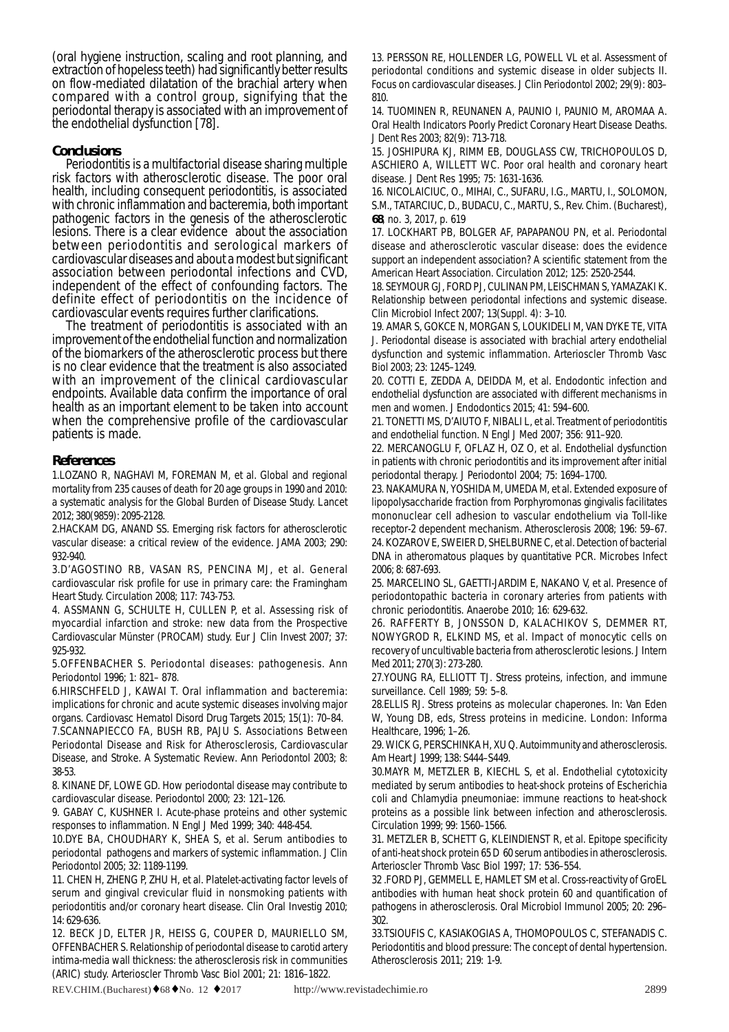(oral hygiene instruction, scaling and root planning, and extraction of hopeless teeth) had significantly better results on flow-mediated dilatation of the brachial artery when compared with a control group, signifying that the periodontal therapy is associated with an improvement of the endothelial dysfunction [78].

## Conclusions

Periodontitis is a multifactorial disease sharing multiple risk factors with atherosclerotic disease. The poor oral health, including consequent periodontitis, is associated with chronic inflammation and bacteremia, both important pathogenic factors in the genesis of the atherosclerotic lesions. There is a clear evidence about the association between periodontitis and serological markers of cardiovascular diseases and about a modest but significant association between periodontal infections and CVD, independent of the effect of confounding factors. The definite effect of periodontitis on the incidence of cardiovascular events requires further clarifications.

The treatment of periodontitis is associated with an improvement of the endothelial function and normalization of the biomarkers of the atherosclerotic process but there is no clear evidence that the treatment is also associated with an improvement of the clinical cardiovascular endpoints. Available data confirm the importance of oral health as an important element to be taken into account when the comprehensive profile of the cardiovascular patients is made.

## References

1.LOZANO R, NAGHAVI M, FOREMAN M, et al. Global and regional mortality from 235 causes of death for 20 age groups in 1990 and 2010: a systematic analysis for the Global Burden of Disease Study. Lancet 2012; 380(9859): 2095-2128.

2.HACKAM DG, ANAND SS. Emerging risk factors for atherosclerotic vascular disease: a critical review of the evidence. JAMA 2003; 290: 932-940.

3.D'AGOSTINO RB, VASAN RS, PENCINA MJ, et al. General cardiovascular risk profile for use in primary care: the Framingham Heart Study. Circulation 2008; 117: 743-753.

4. ASSMANN G, SCHULTE H, CULLEN P, et al. Assessing risk of myocardial infarction and stroke: new data from the Prospective Cardiovascular Münster (PROCAM) study. Eur J Clin Invest 2007; 37: 925-932.

5.OFFENBACHER S. Periodontal diseases: pathogenesis. Ann Periodontol 1996; 1: 821– 878.

6.HIRSCHFELD J, KAWAI T. Oral inflammation and bacteremia: implications for chronic and acute systemic diseases involving major organs. Cardiovasc Hematol Disord Drug Targets 2015; 15(1): 70–84.

7.SCANNAPIECCO FA, BUSH RB, PAJU S. Associations Between Periodontal Disease and Risk for Atherosclerosis, Cardiovascular Disease, and Stroke. A Systematic Review. Ann Periodontol 2003; 8: 38-53.

8. KINANE DF, LOWE GD. How periodontal disease may contribute to cardiovascular disease. Periodontol 2000; 23: 121–126.

9. GABAY C, KUSHNER I. Acute-phase proteins and other systemic responses to inflammation. N Engl J Med 1999; 340: 448-454.

10.DYE BA, CHOUDHARY K, SHEA S, et al. Serum antibodies to periodontal pathogens and markers of systemic inflammation. J Clin Periodontol 2005; 32: 1189-1199.

11. CHEN H, ZHENG P, ZHU H, et al. Platelet-activating factor levels of serum and gingival crevicular fluid in nonsmoking patients with periodontitis and/or coronary heart disease. Clin Oral Investig 2010; 14: 629-636.

12. BECK JD, ELTER JR, HEISS G, COUPER D, MAURIELLO SM, OFFENBACHER S. Relationship of periodontal disease to carotid artery intima-media wall thickness: the atherosclerosis risk in communities (ARIC) study. Arterioscler Thromb Vasc Biol 2001; 21: 1816–1822.

13. PERSSON RE, HOLLENDER LG, POWELL VL et al. Assessment of periodontal conditions and systemic disease in older subjects II. Focus on cardiovascular diseases. J Clin Periodontol 2002; 29(9): 803–810.

14. TUOMINEN R, REUNANEN A, PAUNIO I, PAUNIO M, AROMAA A. Oral Health Indicators Poorly Predict Coronary Heart Disease Deaths. J Dent Res 2003; 82(9): 713-718.

15. JOSHIPURA KJ, RIMM EB, DOUGLASS CW, TRICHOPOULOS D, ASCHIERO A, WILLETT WC. Poor oral health and coronary heart disease. J Dent Res 1995; 75: 1631-1636.

16. NICOLAICIUC, O., MIHAI, C., SUFARU, I.G., MARTU, I., SOLOMON, S.M., TATARCIUC, D., BUDACU, C., MARTU, S., Rev. Chim. (Bucharest), **68**, no. 3, 2017, p. 619

17. LOCKHART PB, BOLGER AF, PAPAPANOU PN, et al. Periodontal disease and atherosclerotic vascular disease: does the evidence support an independent association? A scientific statement from the American Heart Association. Circulation 2012; 125: 2520-2544.

18. SEYMOUR GJ, FORD PJ, CULINAN PM, LEISCHMAN S, YAMAZAKI K. Relationship between periodontal infections and systemic disease. Clin Microbiol Infect 2007; 13(Suppl. 4): 3–10.

19. AMAR S, GOKCE N, MORGAN S, LOUKIDELI M, VAN DYKE TE, VITA J. Periodontal disease is associated with brachial artery endothelial dysfunction and systemic inflammation. Arterioscler Thromb Vasc Biol 2003; 23: 1245–1249.

20. COTTI E, ZEDDA A, DEIDDA M, et al. Endodontic infection and endothelial dysfunction are associated with different mechanisms in men and women. J Endodontics 2015; 41: 594–600.

21. TONETTI MS, D'AIUTO F, NIBALI L, et al. Treatment of periodontitis and endothelial function. N Engl J Med 2007; 356: 911–920.

22. MERCANOGLU F, OFLAZ H, OZ O, et al. Endothelial dysfunction in patients with chronic periodontitis and its improvement after initial periodontal therapy. J Periodontol 2004; 75: 1694–1700.

23. NAKAMURA N, YOSHIDA M, UMEDA M, et al. Extended exposure of lipopolysaccharide fraction from Porphyromonas gingivalis facilitates mononuclear cell adhesion to vascular endothelium via Toll-like receptor-2 dependent mechanism. Atherosclerosis 2008; 196: 59–67.

24. KOZAROV E, SWEIER D, SHELBURNE C, et al. Detection of bacterial DNA in atheromatous plaques by quantitative PCR. Microbes Infect 2006; 8: 687-693.

25. MARCELINO SL, GAETTI-JARDIM E, NAKANO V, et al. Presence of periodontopathic bacteria in coronary arteries from patients with chronic periodontitis. Anaerobe 2010; 16: 629-632.

26. RAFFERTY B, JONSSON D, KALACHIKOV S, DEMMER RT, NOWYGROD R, ELKIND MS, et al. Impact of monocytic cells on recovery of uncultivable bacteria from atherosclerotic lesions. J Intern Med 2011; 270(3): 273-280.

27.YOUNG RA, ELLIOTT TJ. Stress proteins, infection, and immune surveillance. Cell 1989; 59: 5–8.

28.ELLIS RJ. Stress proteins as molecular chaperones. In: Van Eden W, Young DB, eds, Stress proteins in medicine. London: Informa Healthcare, 1996; 1–26.

29. WICK G, PERSCHINKA H, XU Q. Autoimmunity and atherosclerosis. Am Heart J 1999; 138: S444–S449.

30.MAYR M, METZLER B, KIECHL S, et al. Endothelial cytotoxicity mediated by serum antibodies to heat-shock proteins of Escherichia coli and Chlamydia pneumoniae: immune reactions to heat-shock proteins as a possible link between infection and atherosclerosis. Circulation 1999; 99: 1560–1566.

31. METZLER B, SCHETT G, KLEINDIENST R, et al. Epitope specificity of anti-heat shock protein 65 D 60 serum antibodies in atherosclerosis. Arterioscler Thromb Vasc Biol 1997; 17: 536–554.

32 .FORD PJ, GEMMELL E, HAMLET SM et al. Cross-reactivity of GroEL antibodies with human heat shock protein 60 and quantification of pathogens in atherosclerosis. Oral Microbiol Immunol 2005; 20: 296–302.

33.TSIOUFIS C, KASIAKOGIAS A, THOMOPOULOS C, STEFANADIS C. Periodontitis and blood pressure: The concept of dental hypertension. Atherosclerosis 2011; 219: 1-9.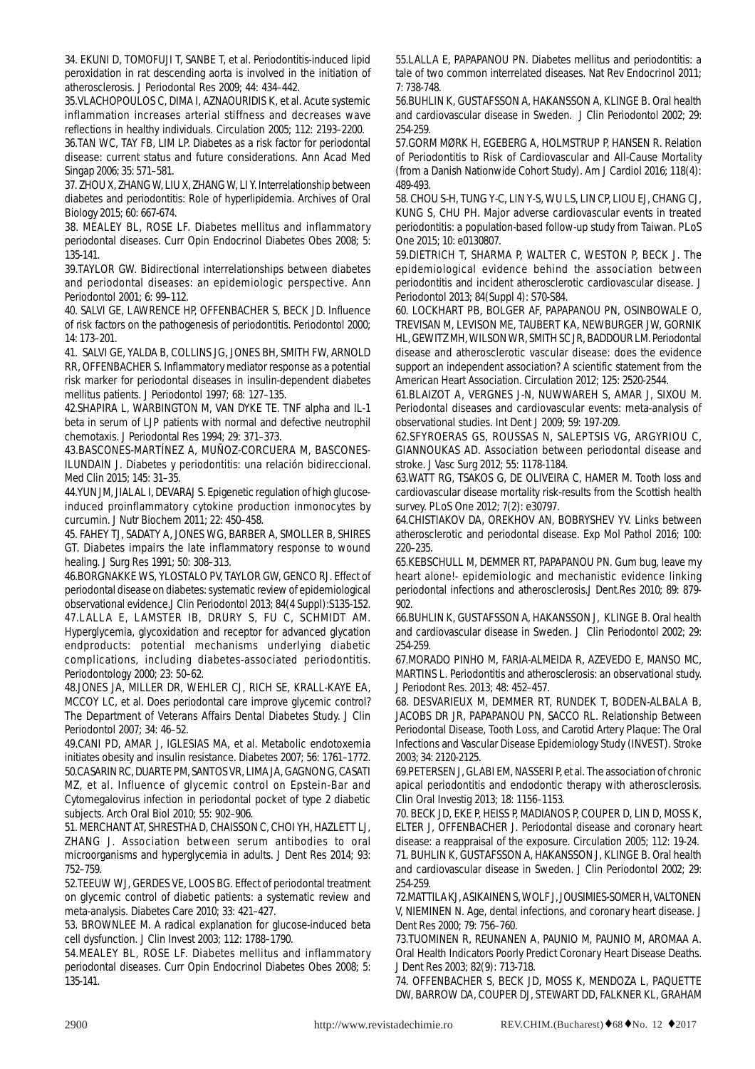34. EKUNI D, TOMOFUJI T, SANBE T, et al. Periodontitis-induced lipid peroxidation in rat descending aorta is involved in the initiation of atherosclerosis. J Periodontal Res 2009; 44: 434–442.

35.VLACHOPOULOS C, DIMA I, AZNAOURIDIS K, et al. Acute systemic inflammation increases arterial stiffness and decreases wave reflections in healthy individuals. Circulation 2005; 112: 2193–2200.

36.TAN WC, TAY FB, LIM LP. Diabetes as a risk factor for periodontal disease: current status and future considerations. Ann Acad Med Singap 2006; 35: 571–581.

37. ZHOU X, ZHANG W, LIU X, ZHANG W, LI Y. Interrelationship between diabetes and periodontitis: Role of hyperlipidemia. Archives of Oral Biology 2015; 60: 667-674.

38. MEALEY BL, ROSE LF. Diabetes mellitus and inflammatory periodontal diseases. Curr Opin Endocrinol Diabetes Obes 2008; 5: 135-141.

39.TAYLOR GW. Bidirectional interrelationships between diabetes and periodontal diseases: an epidemiologic perspective. Ann Periodontol 2001; 6: 99–112.

40. SALVI GE, LAWRENCE HP, OFFENBACHER S, BECK JD. Influence of risk factors on the pathogenesis of periodontitis. Periodontol 2000; 14: 173–201.

41. SALVI GE, YALDA B, COLLINS JG, JONES BH, SMITH FW, ARNOLD RR, OFFENBACHER S. Inflammatory mediator response as a potential risk marker for periodontal diseases in insulin-dependent diabetes mellitus patients. J Periodontol 1997; 68: 127–135.

42.SHAPIRA L, WARBINGTON M, VAN DYKE TE. TNF alpha and IL-1 beta in serum of LJP patients with normal and defective neutrophil chemotaxis. J Periodontal Res 1994; 29: 371–373.

43.BASCONES-MARTÍNEZ A, MUÑOZ-CORCUERA M, BASCONES-ILUNDAIN J. Diabetes y periodontitis: una relación bidireccional. Med Clin 2015; 145: 31–35.

44.YUN JM, JIALAL I, DEVARAJ S. Epigenetic regulation of high glucose-induced proinflammatory cytokine production inmonocytes by curcumin. J Nutr Biochem 2011; 22: 450–458.

45. FAHEY TJ, SADATY A, JONES WG, BARBER A, SMOLLER B, SHIRES GT. Diabetes impairs the late inflammatory response to wound healing. J Surg Res 1991; 50: 308–313.

46.BORGNAKKE WS, YLOSTALO PV, TAYLOR GW, GENCO RJ. Effect of periodontal disease on diabetes: systematic review of epidemiological observational evidence.J Clin Periodontol 2013; 84(4 Suppl):S135-152.

47.LALLA E, LAMSTER IB, DRURY S, FU C, SCHMIDT AM. Hyperglycemia, glycoxidation and receptor for advanced glycation endproducts: potential mechanisms underlying diabetic complications, including diabetes-associated periodontitis. Periodontology 2000; 23: 50–62.

48.JONES JA, MILLER DR, WEHLER CJ, RICH SE, KRALL-KAYE EA, MCCOY LC, et al. Does periodontal care improve glycemic control? The Department of Veterans Affairs Dental Diabetes Study. J Clin Periodontol 2007; 34: 46–52.

49.CANI PD, AMAR J, IGLESIAS MA, et al. Metabolic endotoxemia initiates obesity and insulin resistance. Diabetes 2007; 56: 1761–1772.

50.CASARIN RC, DUARTE PM, SANTOS VR, LIMA JA, GAGNON G, CASATI MZ, et al. Influence of glycemic control on Epstein-Bar and Cytomegalovirus infection in periodontal pocket of type 2 diabetic subjects. Arch Oral Biol 2010; 55: 902–906.

51. MERCHANT AT, SHRESTHA D, CHAISSON C, CHOI YH, HAZLETT LJ, ZHANG J. Association between serum antibodies to oral microorganisms and hyperglycemia in adults. J Dent Res 2014; 93: 752–759.

52.TEEUW WJ, GERDES VE, LOOS BG. Effect of periodontal treatment on glycemic control of diabetic patients: a systematic review and meta-analysis. Diabetes Care 2010; 33: 421–427.

53. BROWNLEE M. A radical explanation for glucose-induced beta cell dysfunction. J Clin Invest 2003; 112: 1788–1790.

54.MEALEY BL, ROSE LF. Diabetes mellitus and inflammatory periodontal diseases. Curr Opin Endocrinol Diabetes Obes 2008; 5: 135-141.

55.LALLA E, PAPAPANOU PN. Diabetes mellitus and periodontitis: a tale of two common interrelated diseases. Nat Rev Endocrinol 2011; 7: 738-748.

56.BUHLIN K, GUSTAFSSON A, HAKANSSON A, KLINGE B. Oral health and cardiovascular disease in Sweden. J Clin Periodontol 2002; 29: 254-259.

57.GORM MØRK H, EGEBERG A, HOLMSTRUP P, HANSEN R. Relation of Periodontitis to Risk of Cardiovascular and All-Cause Mortality (from a Danish Nationwide Cohort Study). Am J Cardiol 2016; 118(4): 489-493.

58. CHOU S-H, TUNG Y-C, LIN Y-S, WU LS, LIN CP, LIOU EJ, CHANG CJ, KUNG S, CHU PH. Major adverse cardiovascular events in treated periodontitis: a population-based follow-up study from Taiwan. PLoS One 2015; 10: e0130807.

59.DIETRICH T, SHARMA P, WALTER C, WESTON P, BECK J. The epidemiological evidence behind the association between periodontitis and incident atherosclerotic cardiovascular disease. J Periodontol 2013; 84(Suppl 4): S70-S84.

60. LOCKHART PB, BOLGER AF, PAPAPANOU PN, OSINBOWALE O, TREVISAN M, LEVISON ME, TAUBERT KA, NEWBURGER JW, GORNIK HL, GEWITZ MH, WILSON WR, SMITH SC JR, BADDOUR LM. Periodontal disease and atherosclerotic vascular disease: does the evidence support an independent association? A scientific statement from the American Heart Association. Circulation 2012; 125: 2520-2544.

61.BLAIZOT A, VERGNES J-N, NUWWAREH S, AMAR J, SIXOU M. Periodontal diseases and cardiovascular events: meta-analysis of observational studies. Int Dent J 2009; 59: 197-209.

62.SFYROERAS GS, ROUSSAS N, SALEPTSIS VG, ARGYRIOU C, GIANNOUKAS AD. Association between periodontal disease and stroke. J Vasc Surg 2012; 55: 1178-1184.

63.WATT RG, TSAKOS G, DE OLIVEIRA C, HAMER M. Tooth loss and cardiovascular disease mortality risk-results from the Scottish health survey. PLoS One 2012; 7(2): e30797.

64.CHISTIAKOV DA, OREKHOV AN, BOBRYSHEV YV. Links between atherosclerotic and periodontal disease. Exp Mol Pathol 2016; 100: 220–235.

65.KEBSCHULL M, DEMMER RT, PAPAPANOU PN. Gum bug, leave my heart alone!- epidemiologic and mechanistic evidence linking periodontal infections and atherosclerosis.J Dent.Res 2010; 89: 879-902.

66.BUHLIN K, GUSTAFSSON A, HAKANSSON J, KLINGE B. Oral health and cardiovascular disease in Sweden. J Clin Periodontol 2002; 29: 254-259.

67.MORADO PINHO M, FARIA-ALMEIDA R, AZEVEDO E, MANSO MC, MARTINS L. Periodontitis and atherosclerosis: an observational study. J Periodont Res. 2013; 48: 452–457.

68. DESVARIEUX M, DEMMER RT, RUNDEK T, BODEN-ALBALA B, JACOBS DR JR, PAPAPANOU PN, SACCO RL. Relationship Between Periodontal Disease, Tooth Loss, and Carotid Artery Plaque: The Oral Infections and Vascular Disease Epidemiology Study (INVEST). Stroke 2003; 34: 2120-2125.

69.PETERSEN J, GLABI EM, NASSERI P, et al. The association of chronic apical periodontitis and endodontic therapy with atherosclerosis. Clin Oral Investig 2013; 18: 1156–1153.

70. BECK JD, EKE P, HEISS P, MADIANOS P, COUPER D, LIN D, MOSS K, ELTER J, OFFENBACHER J. Periodontal disease and coronary heart disease: a reappraisal of the exposure. Circulation 2005; 112: 19-24.

71. BUHLIN K, GUSTAFSSON A, HAKANSSON J, KLINGE B. Oral health and cardiovascular disease in Sweden. J Clin Periodontol 2002; 29: 254-259.

72.MATTILA KJ, ASIKAINEN S, WOLF J, JOUSIMIES-SOMER H, VALTONEN V, NIEMINEN N. Age, dental infections, and coronary heart disease. J Dent Res 2000; 79: 756–760.

73.TUOMINEN R, REUNANEN A, PAUNIO M, PAUNIO M, AROMAA A. Oral Health Indicators Poorly Predict Coronary Heart Disease Deaths. J Dent Res 2003; 82(9): 713-718.

74. OFFENBACHER S, BECK JD, MOSS K, MENDOZA L, PAQUETTE DW, BARROW DA, COUPER DJ, STEWART DD, FALKNER KL, GRAHAM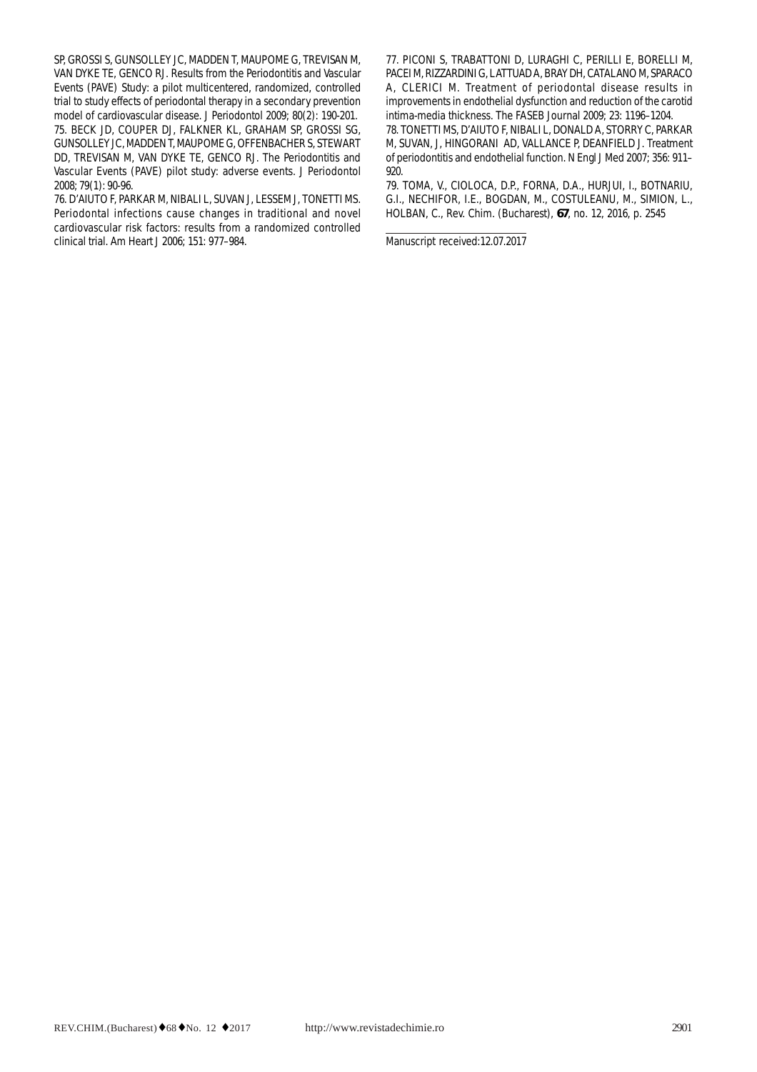SP, GROSSI S, GUNSOLLEY JC, MADDEN T, MAUPOME G, TREVISAN M, VAN DYKE TE, GENCO RJ. Results from the Periodontitis and Vascular Events (PAVE) Study: a pilot multicentered, randomized, controlled trial to study effects of periodontal therapy in a secondary prevention model of cardiovascular disease. J Periodontol 2009; 80(2): 190-201.

75. BECK JD, COUPER DJ, FALKNER KL, GRAHAM SP, GROSSI SG, GUNSOLLEY JC, MADDEN T, MAUPOME G, OFFENBACHER S, STEWART DD, TREVISAN M, VAN DYKE TE, GENCO RJ. The Periodontitis and Vascular Events (PAVE) pilot study: adverse events. J Periodontol 2008; 79(1): 90-96.

76. D'AIUTO F, PARKAR M, NIBALI L, SUVAN J, LESSEM J, TONETTI MS. Periodontal infections cause changes in traditional and novel cardiovascular risk factors: results from a randomized controlled clinical trial. Am Heart J 2006; 151: 977–984.

77. PICONI S, TRABATTONI D, LURAGHI C, PERILLI E, BORELLI M, PACEI M, RIZZARDINI G, LATTUADA, BRAY DH, CATALANO M, SPARACO A, CLERICI M. Treatment of periodontal disease results in improvements in endothelial dysfunction and reduction of the carotid intima-media thickness. The FASEB Journal 2009; 23: 1196–1204.

78. TONETTI MS, D'AIUTO F, NIBALI L, DONALD A, STORRY C, PARKAR M, SUVAN, J, HINGORANI AD, VALLANCE P, DEANFIELD J. Treatment of periodontitis and endothelial function. N Engl J Med 2007; 356: 911–920.

79. TOMA, V., CIOLOCA, D.P., FORNA, D.A., HURJUI, I., BOTNARIU, G.I., NECHIFOR, I.E., BOGDAN, M., COSTULEANU, M., SIMION, L., HOLBAN, C., Rev. Chim. (Bucharest), **67**, no. 12, 2016, p. 2545

Manuscript received:12.07.2017